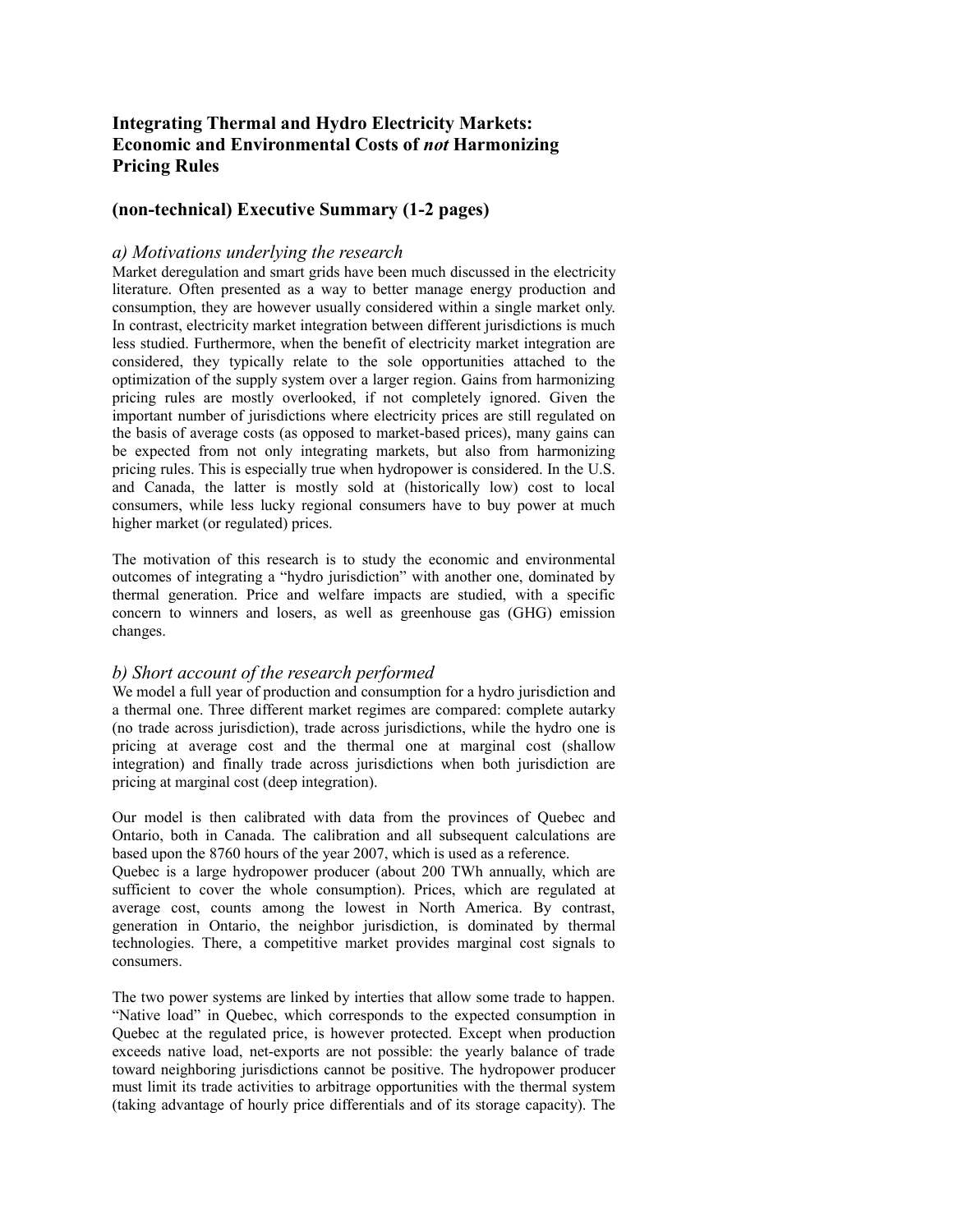# Integrating Thermal and Hydro Electricity Markets: Economic and Environmental Costs of *not* Harmonizing Pricing Rules

## (non-technical) Executive Summary (1-2 pages)

### *a) Motivations underlying the research*

Market deregulation and smart grids have been much discussed in the electricity literature. Often presented as a way to better manage energy production and consumption, they are however usually considered within a single market only. In contrast, electricity market integration between different jurisdictions is much less studied. Furthermore, when the benefit of electricity market integration are considered, they typically relate to the sole opportunities attached to the optimization of the supply system over a larger region. Gains from harmonizing pricing rules are mostly overlooked, if not completely ignored. Given the important number of jurisdictions where electricity prices are still regulated on the basis of average costs (as opposed to market-based prices), many gains can be expected from not only integrating markets, but also from harmonizing pricing rules. This is especially true when hydropower is considered. In the U.S. and Canada, the latter is mostly sold at (historically low) cost to local consumers, while less lucky regional consumers have to buy power at much higher market (or regulated) prices.

The motivation of this research is to study the economic and environmental outcomes of integrating a "hydro jurisdiction" with another one, dominated by thermal generation. Price and welfare impacts are studied, with a specific concern to winners and losers, as well as greenhouse gas (GHG) emission changes.

### *b) Short account of the research performed*

We model a full year of production and consumption for a hydro jurisdiction and a thermal one. Three different market regimes are compared: complete autarky (no trade across jurisdiction), trade across jurisdictions, while the hydro one is pricing at average cost and the thermal one at marginal cost (shallow integration) and finally trade across jurisdictions when both jurisdiction are pricing at marginal cost (deep integration).

Our model is then calibrated with data from the provinces of Quebec and Ontario, both in Canada. The calibration and all subsequent calculations are based upon the 8760 hours of the year 2007, which is used as a reference.

Quebec is a large hydropower producer (about 200 TWh annually, which are sufficient to cover the whole consumption). Prices, which are regulated at average cost, counts among the lowest in North America. By contrast, generation in Ontario, the neighbor jurisdiction, is dominated by thermal technologies. There, a competitive market provides marginal cost signals to consumers.

The two power systems are linked by interties that allow some trade to happen. "Native load" in Quebec, which corresponds to the expected consumption in Quebec at the regulated price, is however protected. Except when production exceeds native load, net-exports are not possible: the yearly balance of trade toward neighboring jurisdictions cannot be positive. The hydropower producer must limit its trade activities to arbitrage opportunities with the thermal system (taking advantage of hourly price differentials and of its storage capacity). The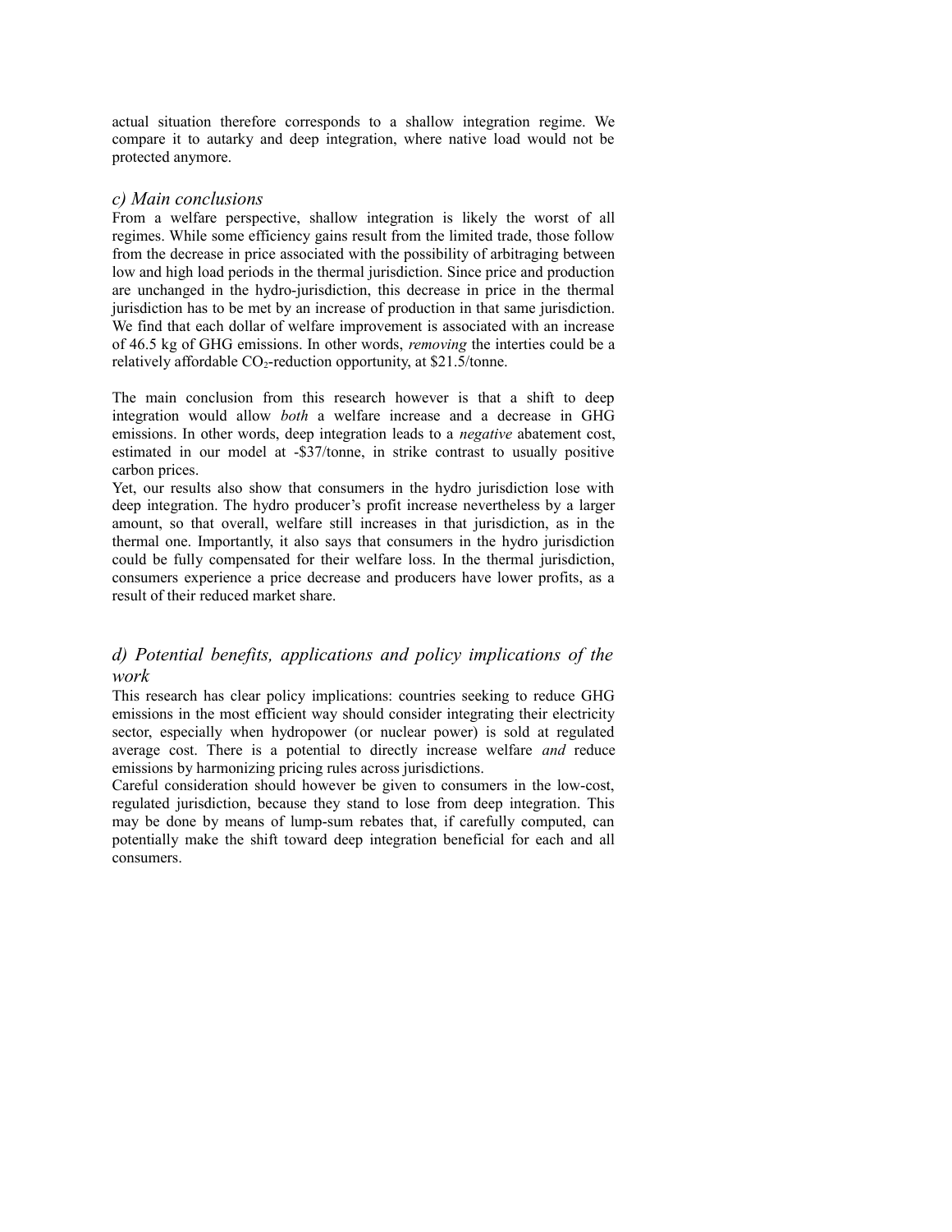actual situation therefore corresponds to a shallow integration regime. We compare it to autarky and deep integration, where native load would not be protected anymore.

### *c) Main conclusions*

From a welfare perspective, shallow integration is likely the worst of all regimes. While some efficiency gains result from the limited trade, those follow from the decrease in price associated with the possibility of arbitraging between low and high load periods in the thermal jurisdiction. Since price and production are unchanged in the hydro-jurisdiction, this decrease in price in the thermal jurisdiction has to be met by an increase of production in that same jurisdiction. We find that each dollar of welfare improvement is associated with an increase of 46.5 kg of GHG emissions. In other words, *removing* the interties could be a relatively affordable $CO_2$-reduction opportunity, at \$21.5/tonne.

The main conclusion from this research however is that a shift to deep integration would allow *both* a welfare increase and a decrease in GHG emissions. In other words, deep integration leads to a *negative* abatement cost, estimated in our model at -\$37/tonne, in strike contrast to usually positive carbon prices.

Yet, our results also show that consumers in the hydro jurisdiction lose with deep integration. The hydro producer's profit increase nevertheless by a larger amount, so that overall, welfare still increases in that jurisdiction, as in the thermal one. Importantly, it also says that consumers in the hydro jurisdiction could be fully compensated for their welfare loss. In the thermal jurisdiction, consumers experience a price decrease and producers have lower profits, as a result of their reduced market share.

### *d) Potential benefits, applications and policy implications of the work*

This research has clear policy implications: countries seeking to reduce GHG emissions in the most efficient way should consider integrating their electricity sector, especially when hydropower (or nuclear power) is sold at regulated average cost. There is a potential to directly increase welfare *and* reduce emissions by harmonizing pricing rules across jurisdictions.

Careful consideration should however be given to consumers in the low-cost, regulated jurisdiction, because they stand to lose from deep integration. This may be done by means of lump-sum rebates that, if carefully computed, can potentially make the shift toward deep integration beneficial for each and all consumers.